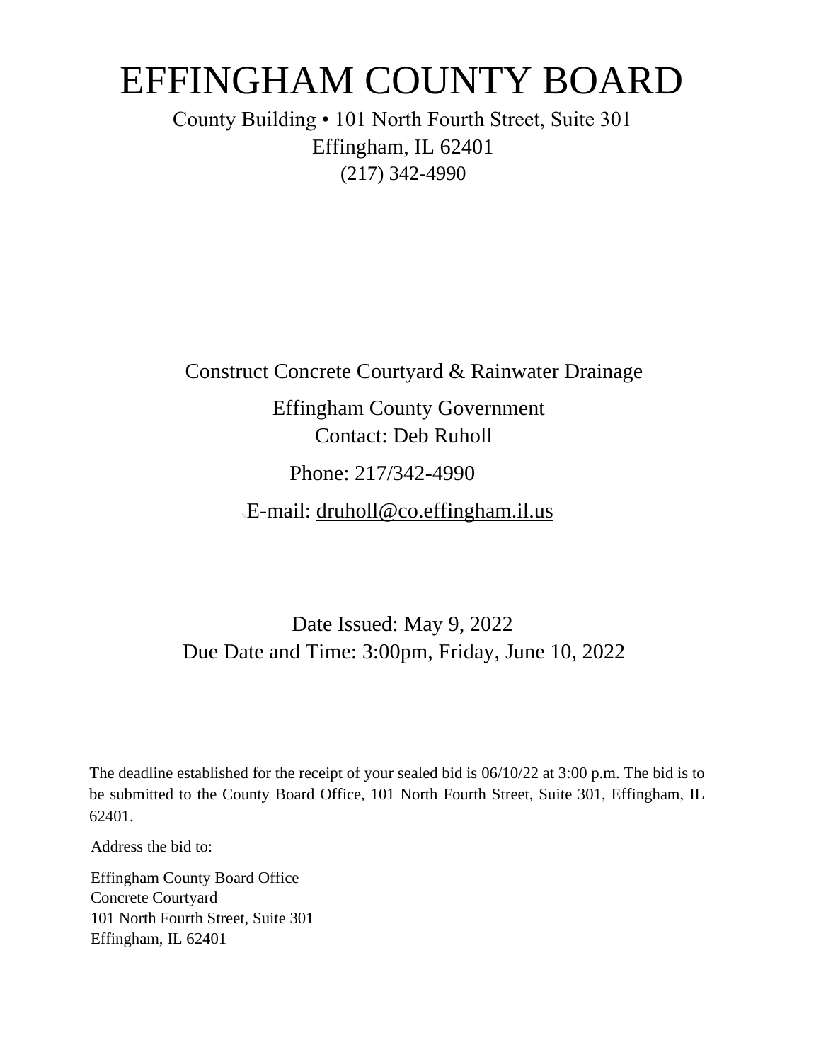# EFFINGHAM COUNTY BOARD

County Building • 101 North Fourth Street, Suite 301
Effingham, IL 62401
(217) 342-4990

Construct Concrete Courtyard & Rainwater Drainage

Effingham County Government
Contact: Deb Ruholl

Phone: 217/342-4990

E-mail: druholl@co.effingham.il.us

Date Issued: May 9, 2022
Due Date and Time: 3:00pm, Friday, June 10, 2022

The deadline established for the receipt of your sealed bid is 06/10/22 at 3:00 p.m. The bid is to be submitted to the County Board Office, 101 North Fourth Street, Suite 301, Effingham, IL 62401.

Address the bid to:

Effingham County Board Office
Concrete Courtyard
101 North Fourth Street, Suite 301
Effingham, IL 62401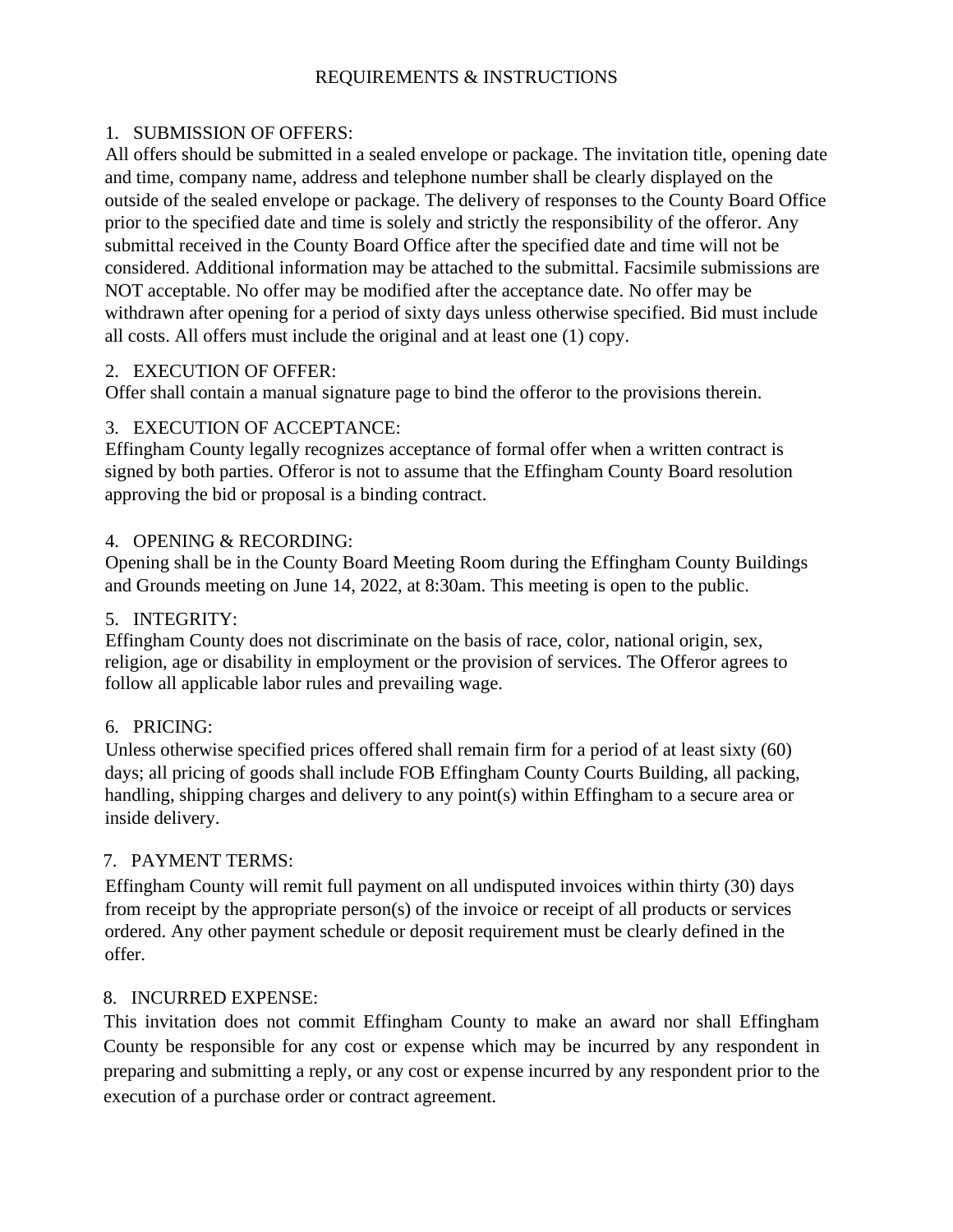# REQUIREMENTS & INSTRUCTIONS

1. SUBMISSION OF OFFERS:

All offers should be submitted in a sealed envelope or package. The invitation title, opening date and time, company name, address and telephone number shall be clearly displayed on the outside of the sealed envelope or package. The delivery of responses to the County Board Office prior to the specified date and time is solely and strictly the responsibility of the offeror. Any submittal received in the County Board Office after the specified date and time will not be considered. Additional information may be attached to the submittal. Facsimile submissions are NOT acceptable. No offer may be modified after the acceptance date. No offer may be withdrawn after opening for a period of sixty days unless otherwise specified. Bid must include all costs. All offers must include the original and at least one (1) copy.

2. EXECUTION OF OFFER:

Offer shall contain a manual signature page to bind the offeror to the provisions therein.

3. EXECUTION OF ACCEPTANCE:

Effingham County legally recognizes acceptance of formal offer when a written contract is signed by both parties. Offeror is not to assume that the Effingham County Board resolution approving the bid or proposal is a binding contract.

4. OPENING & RECORDING:

Opening shall be in the County Board Meeting Room during the Effingham County Buildings and Grounds meeting on June 14, 2022, at 8:30am. This meeting is open to the public.

5. INTEGRITY:

Effingham County does not discriminate on the basis of race, color, national origin, sex, religion, age or disability in employment or the provision of services. The Offeror agrees to follow all applicable labor rules and prevailing wage.

6. PRICING:

Unless otherwise specified prices offered shall remain firm for a period of at least sixty (60) days; all pricing of goods shall include FOB Effingham County Courts Building, all packing, handling, shipping charges and delivery to any point(s) within Effingham to a secure area or inside delivery.

7. PAYMENT TERMS:

Effingham County will remit full payment on all undisputed invoices within thirty (30) days from receipt by the appropriate person(s) of the invoice or receipt of all products or services ordered. Any other payment schedule or deposit requirement must be clearly defined in the offer.

8. INCURRED EXPENSE:

This invitation does not commit Effingham County to make an award nor shall Effingham County be responsible for any cost or expense which may be incurred by any respondent in preparing and submitting a reply, or any cost or expense incurred by any respondent prior to the execution of a purchase order or contract agreement.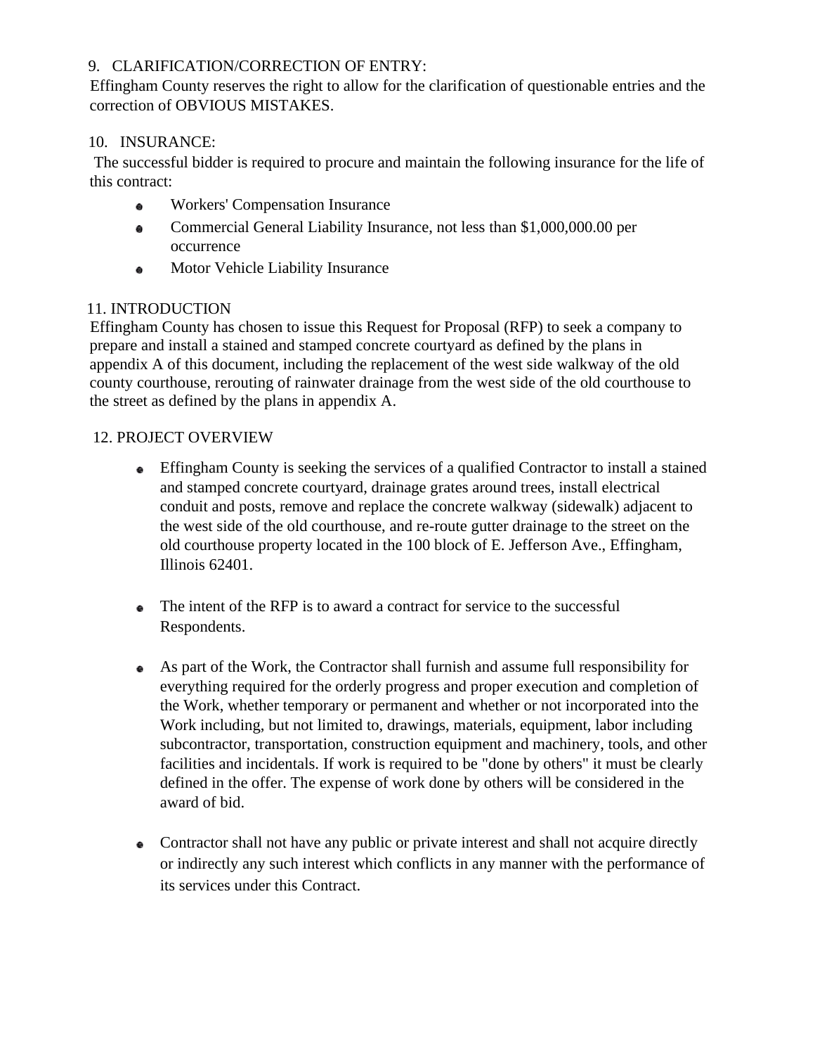9. CLARIFICATION/CORRECTION OF ENTRY:

Effingham County reserves the right to allow for the clarification of questionable entries and the correction of OBVIOUS MISTAKES.

10. INSURANCE:

The successful bidder is required to procure and maintain the following insurance for the life of this contract:

- Workers' Compensation Insurance
- Commercial General Liability Insurance, not less than $1,000,000.00 per occurrence
- Motor Vehicle Liability Insurance

11. INTRODUCTION

Effingham County has chosen to issue this Request for Proposal (RFP) to seek a company to prepare and install a stained and stamped concrete courtyard as defined by the plans in appendix A of this document, including the replacement of the west side walkway of the old county courthouse, rerouting of rainwater drainage from the west side of the old courthouse to the street as defined by the plans in appendix A.

12. PROJECT OVERVIEW

- Effingham County is seeking the services of a qualified Contractor to install a stained and stamped concrete courtyard, drainage grates around trees, install electrical conduit and posts, remove and replace the concrete walkway (sidewalk) adjacent to the west side of the old courthouse, and re-route gutter drainage to the street on the old courthouse property located in the 100 block of E. Jefferson Ave., Effingham, Illinois 62401.

- The intent of the RFP is to award a contract for service to the successful Respondents.

- As part of the Work, the Contractor shall furnish and assume full responsibility for everything required for the orderly progress and proper execution and completion of the Work, whether temporary or permanent and whether or not incorporated into the Work including, but not limited to, drawings, materials, equipment, labor including subcontractor, transportation, construction equipment and machinery, tools, and other facilities and incidentals. If work is required to be "done by others" it must be clearly defined in the offer. The expense of work done by others will be considered in the award of bid.

- Contractor shall not have any public or private interest and shall not acquire directly or indirectly any such interest which conflicts in any manner with the performance of its services under this Contract.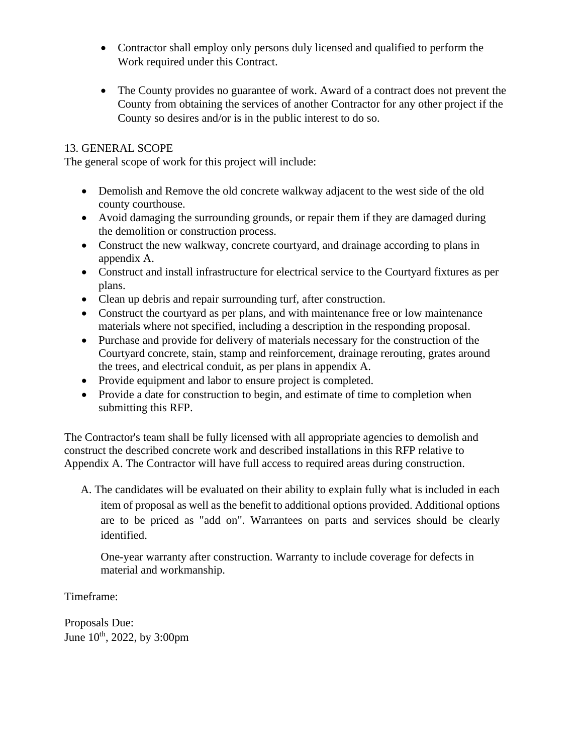- Contractor shall employ only persons duly licensed and qualified to perform the Work required under this Contract.

- The County provides no guarantee of work. Award of a contract does not prevent the County from obtaining the services of another Contractor for any other project if the County so desires and/or is in the public interest to do so.

## 13. GENERAL SCOPE

The general scope of work for this project will include:

- Demolish and Remove the old concrete walkway adjacent to the west side of the old county courthouse.
- Avoid damaging the surrounding grounds, or repair them if they are damaged during the demolition or construction process.
- Construct the new walkway, concrete courtyard, and drainage according to plans in appendix A.
- Construct and install infrastructure for electrical service to the Courtyard fixtures as per plans.
- Clean up debris and repair surrounding turf, after construction.
- Construct the courtyard as per plans, and with maintenance free or low maintenance materials where not specified, including a description in the responding proposal.
- Purchase and provide for delivery of materials necessary for the construction of the Courtyard concrete, stain, stamp and reinforcement, drainage rerouting, grates around the trees, and electrical conduit, as per plans in appendix A.
- Provide equipment and labor to ensure project is completed.
- Provide a date for construction to begin, and estimate of time to completion when submitting this RFP.

The Contractor's team shall be fully licensed with all appropriate agencies to demolish and construct the described concrete work and described installations in this RFP relative to Appendix A. The Contractor will have full access to required areas during construction.

A. The candidates will be evaluated on their ability to explain fully what is included in each item of proposal as well as the benefit to additional options provided. Additional options are to be priced as "add on". Warrantees on parts and services should be clearly identified.

One-year warranty after construction. Warranty to include coverage for defects in material and workmanship.

Timeframe:

Proposals Due:
June 10th, 2022, by 3:00pm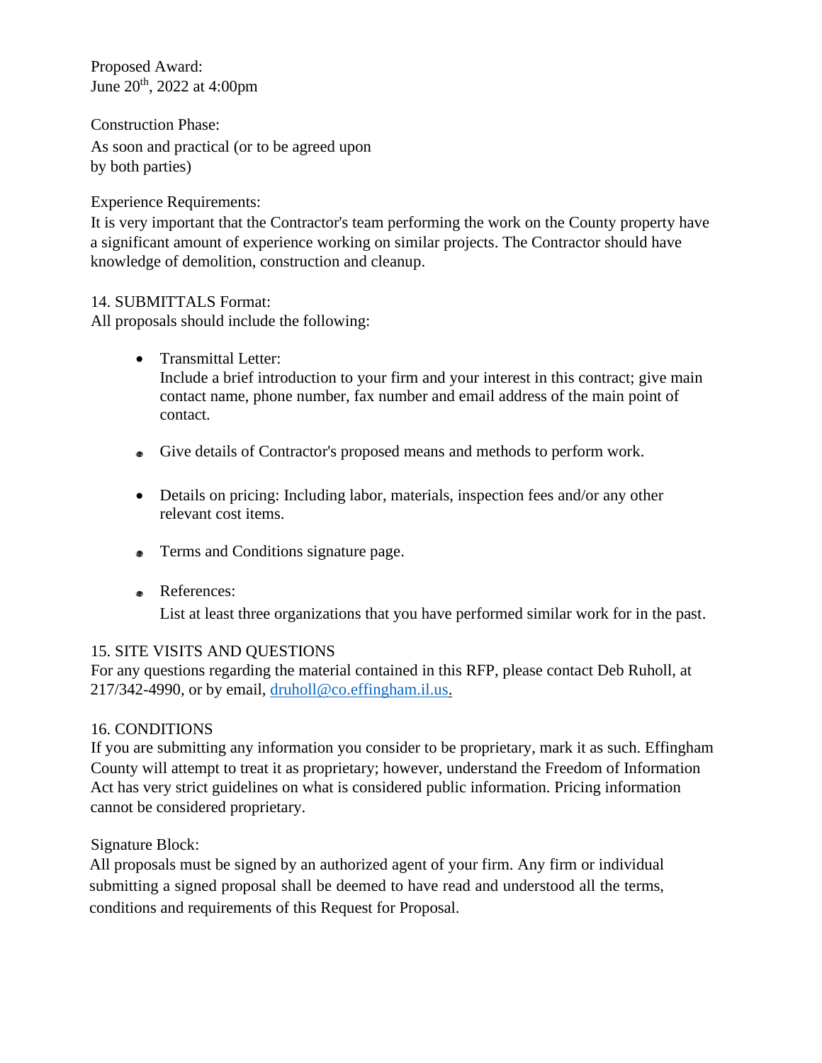Proposed Award:
June 20th, 2022 at 4:00pm

Construction Phase:
As soon and practical (or to be agreed upon by both parties)

Experience Requirements:
It is very important that the Contractor's team performing the work on the County property have a significant amount of experience working on similar projects. The Contractor should have knowledge of demolition, construction and cleanup.

14. SUBMITTALS Format:
All proposals should include the following:

- Transmittal Letter:
  Include a brief introduction to your firm and your interest in this contract; give main contact name, phone number, fax number and email address of the main point of contact.
- Give details of Contractor's proposed means and methods to perform work.
- Details on pricing: Including labor, materials, inspection fees and/or any other relevant cost items.
- Terms and Conditions signature page.
- References:
  List at least three organizations that you have performed similar work for in the past.

15. SITE VISITS AND QUESTIONS
For any questions regarding the material contained in this RFP, please contact Deb Ruholl, at 217/342-4990, or by email, druholl@co.effingham.il.us.

16. CONDITIONS
If you are submitting any information you consider to be proprietary, mark it as such. Effingham County will attempt to treat it as proprietary; however, understand the Freedom of Information Act has very strict guidelines on what is considered public information. Pricing information cannot be considered proprietary.

Signature Block:
All proposals must be signed by an authorized agent of your firm. Any firm or individual submitting a signed proposal shall be deemed to have read and understood all the terms, conditions and requirements of this Request for Proposal.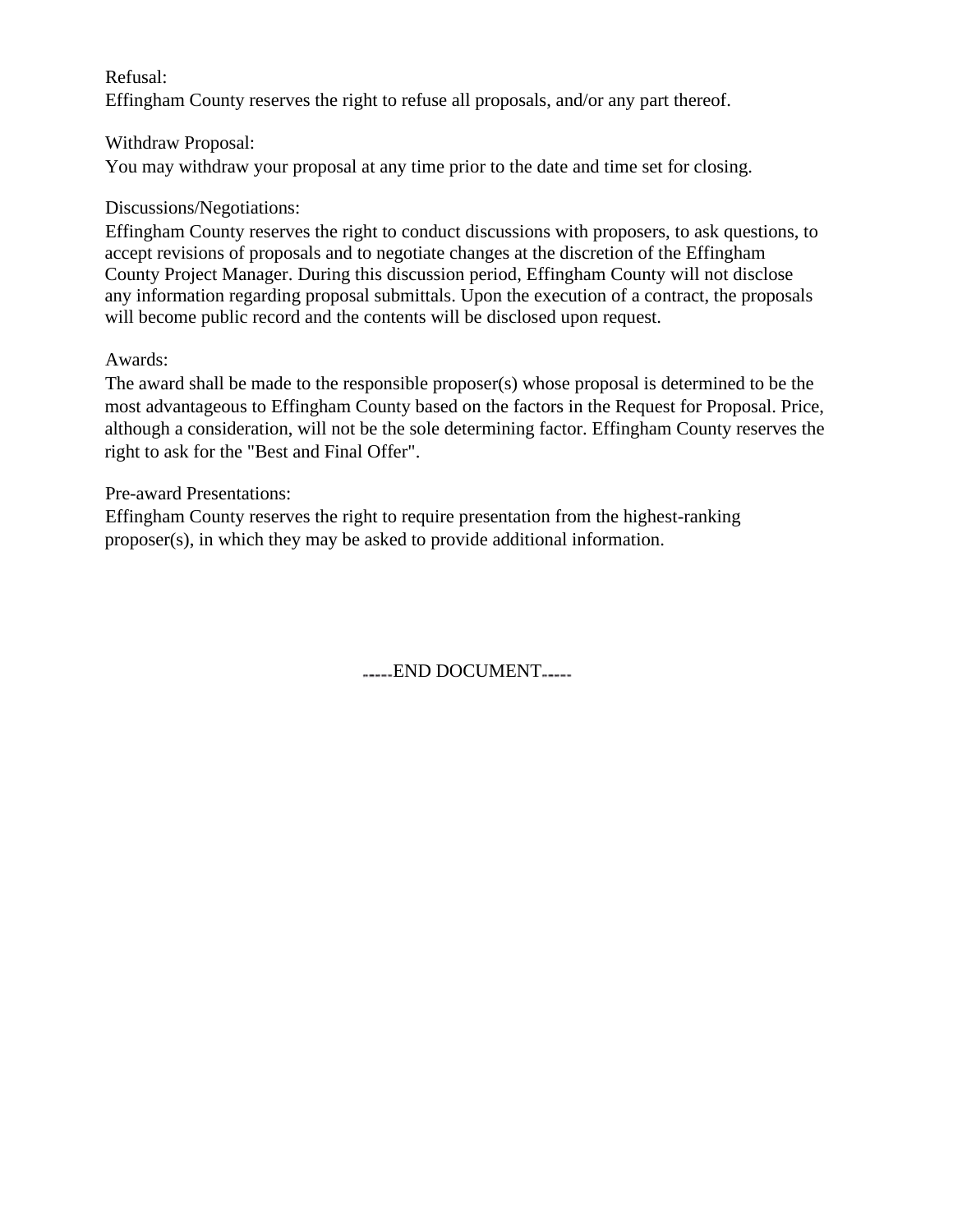Refusal:
Effingham County reserves the right to refuse all proposals, and/or any part thereof.

Withdraw Proposal:
You may withdraw your proposal at any time prior to the date and time set for closing.

Discussions/Negotiations:
Effingham County reserves the right to conduct discussions with proposers, to ask questions, to accept revisions of proposals and to negotiate changes at the discretion of the Effingham County Project Manager. During this discussion period, Effingham County will not disclose any information regarding proposal submittals. Upon the execution of a contract, the proposals will become public record and the contents will be disclosed upon request.

Awards:
The award shall be made to the responsible proposer(s) whose proposal is determined to be the most advantageous to Effingham County based on the factors in the Request for Proposal. Price, although a consideration, will not be the sole determining factor. Effingham County reserves the right to ask for the "Best and Final Offer".

Pre-award Presentations:
Effingham County reserves the right to require presentation from the highest-ranking proposer(s), in which they may be asked to provide additional information.

-----END DOCUMENT-----